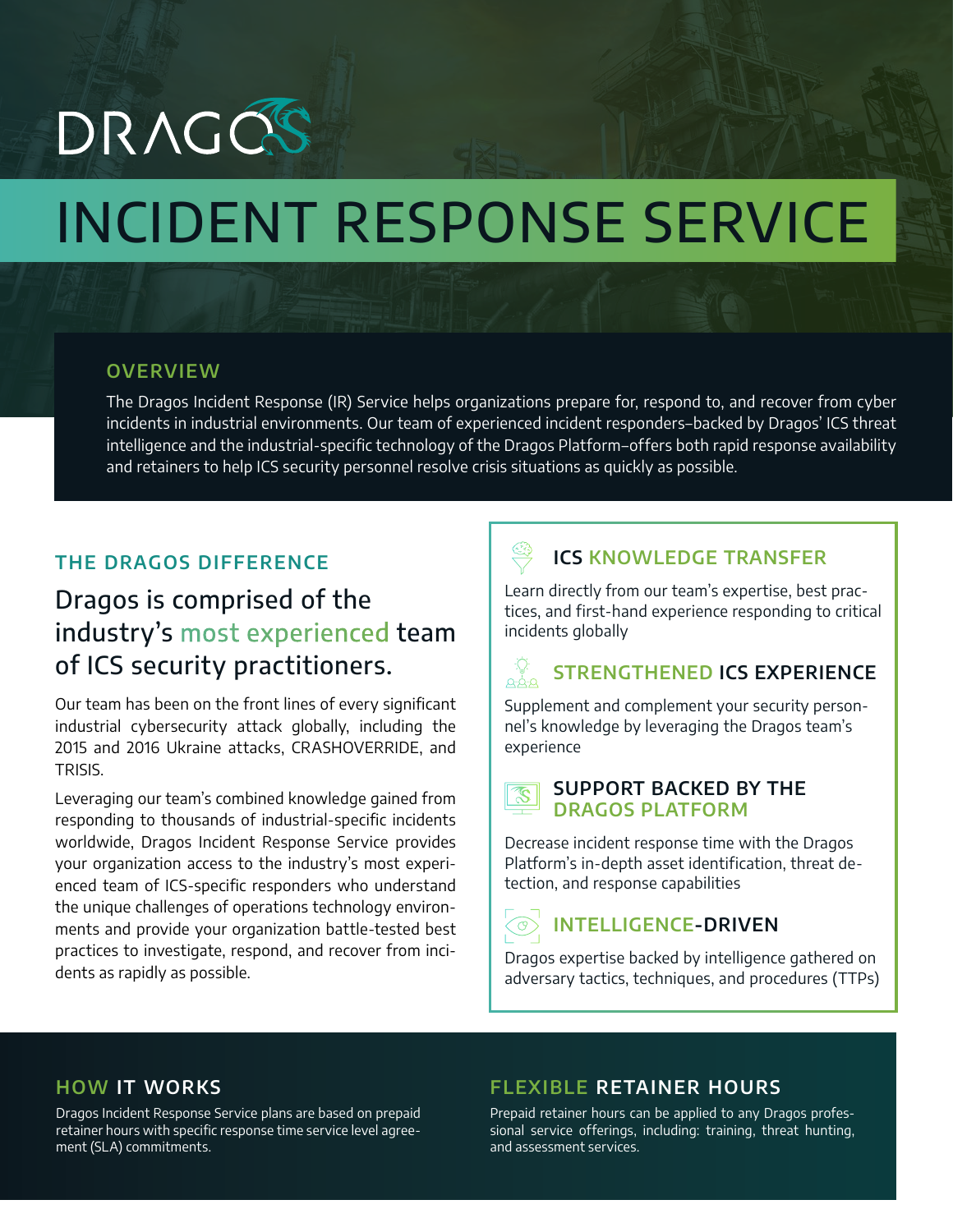DRAGOS

# INCIDENT RESPONSE SERVICE

## OVERVIEW

The Dragos Incident Response (IR) Service helps organizations prepare for, respond to, and recover from cyber incidents in industrial environments. Our team of experienced incident responders–backed by Dragos' ICS threat intelligence and the industrial-specific technology of the Dragos Platform–offers both rapid response availability and retainers to help ICS security personnel resolve crisis situations as quickly as possible.

## THE DRAGOS DIFFERENCE

### Dragos is comprised of the industry's most experienced team of ICS security practitioners.

Our team has been on the front lines of every significant industrial cybersecurity attack globally, including the 2015 and 2016 Ukraine attacks, CRASHOVERRIDE, and TRISIS.

Leveraging our team's combined knowledge gained from responding to thousands of industrial-specific incidents worldwide, Dragos Incident Response Service provides your organization access to the industry's most experienced team of ICS-specific responders who understand the unique challenges of operations technology environments and provide your organization battle-tested best practices to investigate, respond, and recover from incidents as rapidly as possible.

### ICS KNOWLEDGE TRANSFER

Learn directly from our team's expertise, best practices, and first-hand experience responding to critical incidents globally

### STRENGTHENED ICS EXPERIENCE

Supplement and complement your security personnel's knowledge by leveraging the Dragos team's experience

### SUPPORT BACKED BY THE DRAGOS PLATFORM

Decrease incident response time with the Dragos Platform's in-depth asset identification, threat detection, and response capabilities

### INTELLIGENCE-DRIVEN

Dragos expertise backed by intelligence gathered on adversary tactics, techniques, and procedures (TTPs)

## HOW IT WORKS

Dragos Incident Response Service plans are based on prepaid retainer hours with specific response time service level agreement (SLA) commitments.

## FLEXIBLE RETAINER HOURS

Prepaid retainer hours can be applied to any Dragos professional service offerings, including: training, threat hunting, and assessment services.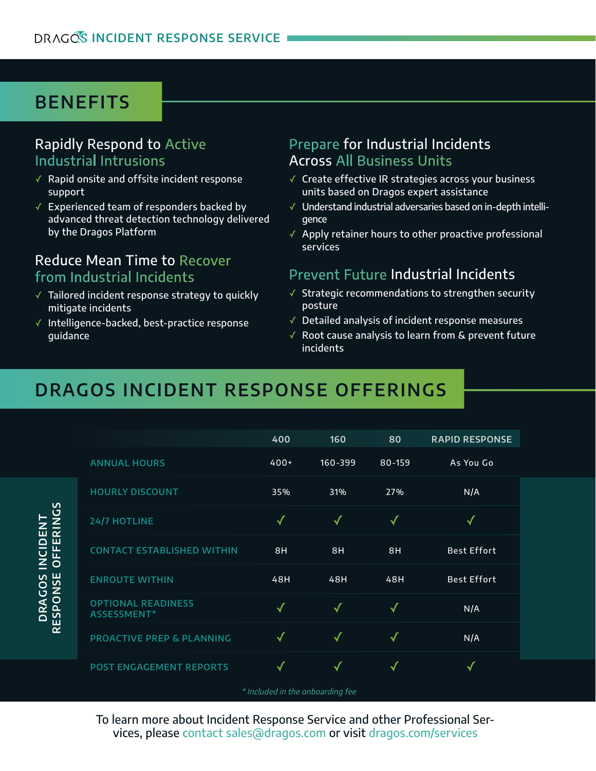## BENEFITS

### Rapidly Respond to Active Industrial Intrusions

- ✓ Rapid onsite and offsite incident response support
- ✓ Experienced team of responders backed by advanced threat detection technology delivered by the Dragos Platform

### Reduce Mean Time to Recover from Industrial Incidents

- ✓ Tailored incident response strategy to quickly mitigate incidents
- ✓ Intelligence-backed, best-practice response guidance

### Prepare for Industrial Incidents Across All Business Units

- ✓ Create effective IR strategies across your business units based on Dragos expert assistance
- ✓ Understand industrial adversaries based on in-depth intelligence
- ✓ Apply retainer hours to other proactive professional services

### Prevent Future Industrial Incidents

- ✓ Strategic recommendations to strengthen security posture
- ✓ Detailed analysis of incident response measures
- ✓ Root cause analysis to learn from & prevent future incidents

## DRAGOS INCIDENT RESPONSE OFFERINGS

| DRAGOS INCIDENT RESPONSE OFFERINGS | 400 | 160 | 80 | RAPID RESPONSE |
|---|---|---|---|---|
| ANNUAL HOURS | 400+ | 160-399 | 80-159 | As You Go |
| HOURLY DISCOUNT | 35% | 31% | 27% | N/A |
| 24/7 HOTLINE | ✓ | ✓ | ✓ | ✓ |
| CONTACT ESTABLISHED WITHIN | 8H | 8H | 8H | Best Effort |
| ENROUTE WITHIN | 48H | 48H | 48H | Best Effort |
| OPTIONAL READINESS ASSESSMENT* | ✓ | ✓ | ✓ | N/A |
| PROACTIVE PREP & PLANNING | ✓ | ✓ | ✓ | N/A |
| POST ENGAGEMENT REPORTS | ✓ | ✓ | ✓ | ✓ |

*\* Included in the onboarding fee*

To learn more about Incident Response Service and other Professional Services, please contact sales@dragos.com or visit dragos.com/services